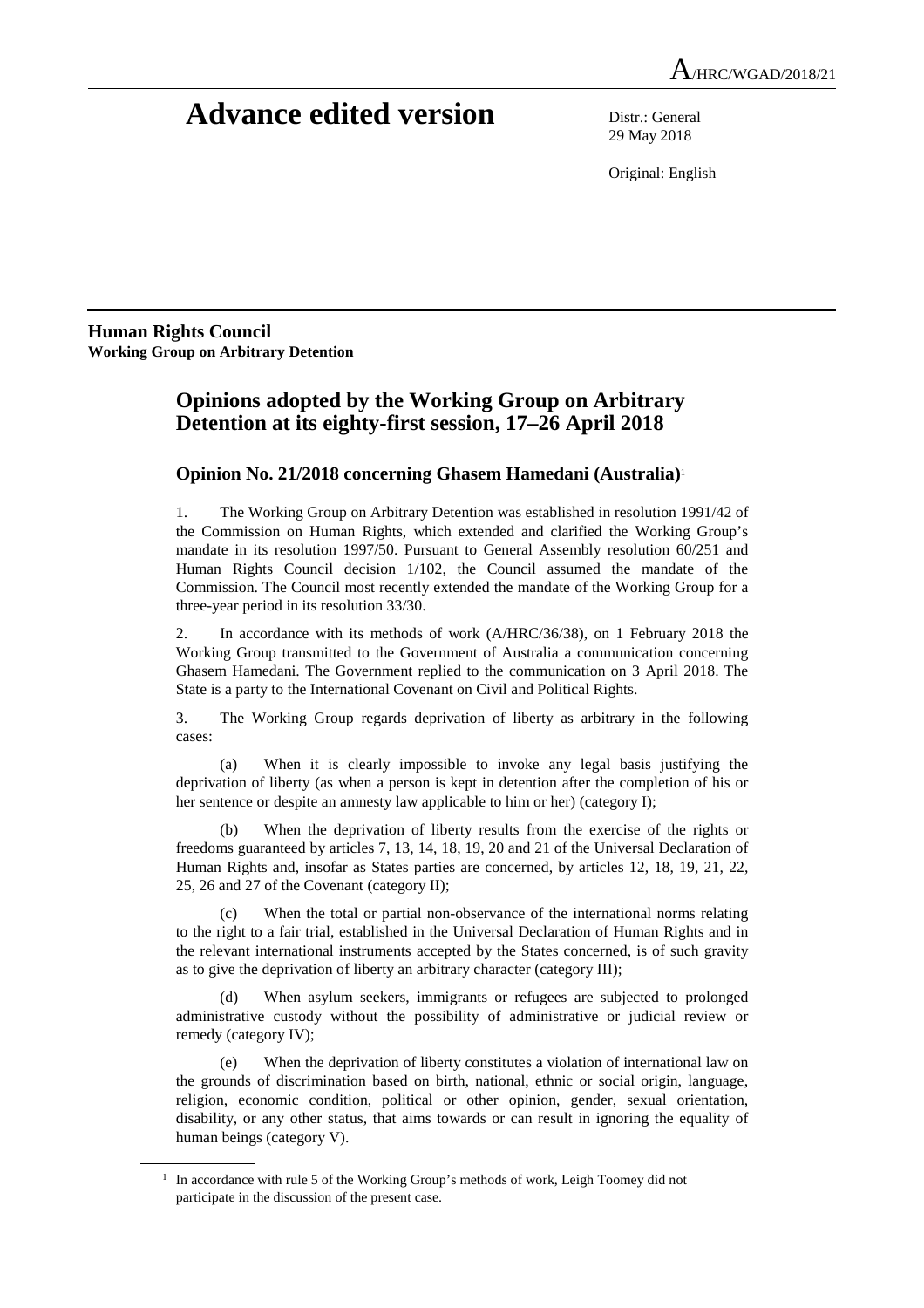A/HRC/WGAD/2018/21

# Advance edited version

Distr.: General
29 May 2018

Original: English

**Human Rights Council**
**Working Group on Arbitrary Detention**

## Opinions adopted by the Working Group on Arbitrary Detention at its eighty-first session, 17–26 April 2018

### Opinion No. 21/2018 concerning Ghasem Hamedani (Australia)[1]

1. The Working Group on Arbitrary Detention was established in resolution 1991/42 of the Commission on Human Rights, which extended and clarified the Working Group's mandate in its resolution 1997/50. Pursuant to General Assembly resolution 60/251 and Human Rights Council decision 1/102, the Council assumed the mandate of the Commission. The Council most recently extended the mandate of the Working Group for a three-year period in its resolution 33/30.

2. In accordance with its methods of work (A/HRC/36/38), on 1 February 2018 the Working Group transmitted to the Government of Australia a communication concerning Ghasem Hamedani. The Government replied to the communication on 3 April 2018. The State is a party to the International Covenant on Civil and Political Rights.

3. The Working Group regards deprivation of liberty as arbitrary in the following cases:

(a) When it is clearly impossible to invoke any legal basis justifying the deprivation of liberty (as when a person is kept in detention after the completion of his or her sentence or despite an amnesty law applicable to him or her) (category I);

(b) When the deprivation of liberty results from the exercise of the rights or freedoms guaranteed by articles 7, 13, 14, 18, 19, 20 and 21 of the Universal Declaration of Human Rights and, insofar as States parties are concerned, by articles 12, 18, 19, 21, 22, 25, 26 and 27 of the Covenant (category II);

(c) When the total or partial non-observance of the international norms relating to the right to a fair trial, established in the Universal Declaration of Human Rights and in the relevant international instruments accepted by the States concerned, is of such gravity as to give the deprivation of liberty an arbitrary character (category III);

(d) When asylum seekers, immigrants or refugees are subjected to prolonged administrative custody without the possibility of administrative or judicial review or remedy (category IV);

(e) When the deprivation of liberty constitutes a violation of international law on the grounds of discrimination based on birth, national, ethnic or social origin, language, religion, economic condition, political or other opinion, gender, sexual orientation, disability, or any other status, that aims towards or can result in ignoring the equality of human beings (category V).

[1] In accordance with rule 5 of the Working Group's methods of work, Leigh Toomey did not participate in the discussion of the present case.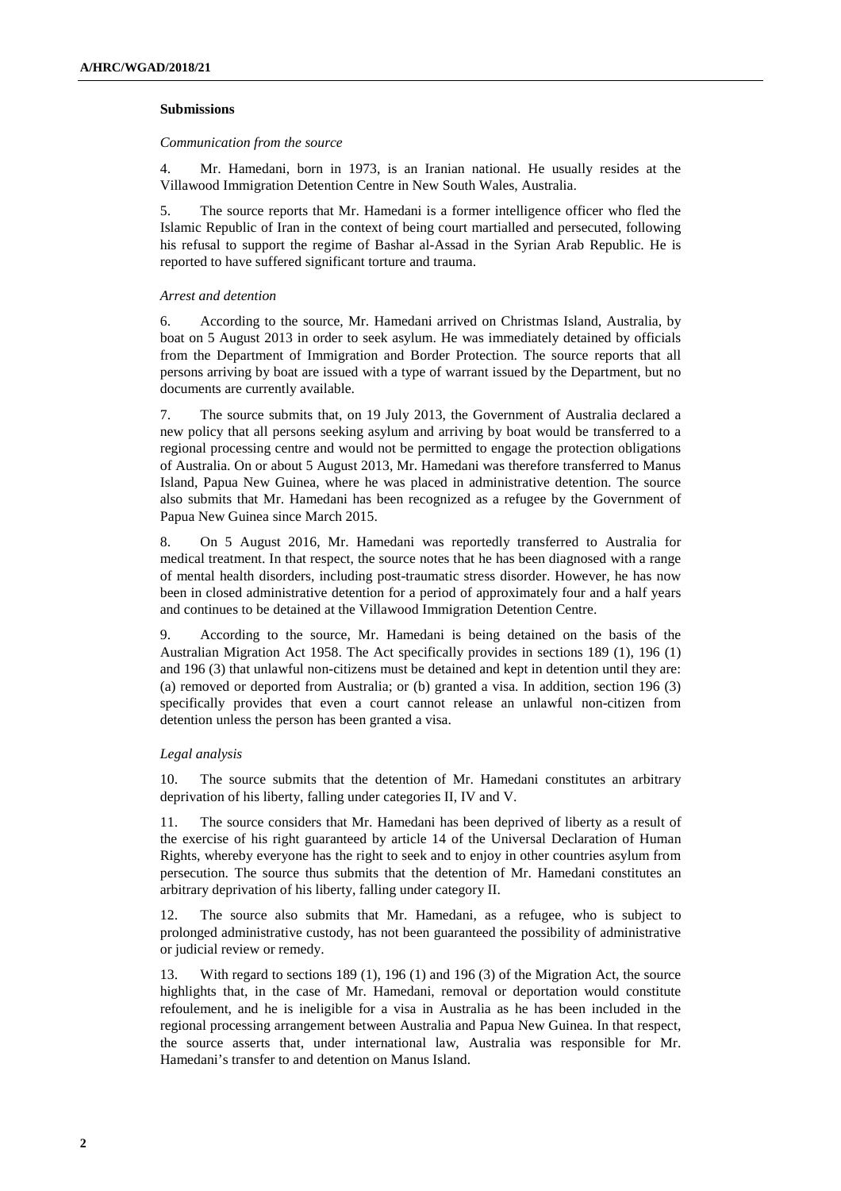### Submissions

*Communication from the source*

4. Mr. Hamedani, born in 1973, is an Iranian national. He usually resides at the Villawood Immigration Detention Centre in New South Wales, Australia.

5. The source reports that Mr. Hamedani is a former intelligence officer who fled the Islamic Republic of Iran in the context of being court martialled and persecuted, following his refusal to support the regime of Bashar al-Assad in the Syrian Arab Republic. He is reported to have suffered significant torture and trauma.

*Arrest and detention*

6. According to the source, Mr. Hamedani arrived on Christmas Island, Australia, by boat on 5 August 2013 in order to seek asylum. He was immediately detained by officials from the Department of Immigration and Border Protection. The source reports that all persons arriving by boat are issued with a type of warrant issued by the Department, but no documents are currently available.

7. The source submits that, on 19 July 2013, the Government of Australia declared a new policy that all persons seeking asylum and arriving by boat would be transferred to a regional processing centre and would not be permitted to engage the protection obligations of Australia. On or about 5 August 2013, Mr. Hamedani was therefore transferred to Manus Island, Papua New Guinea, where he was placed in administrative detention. The source also submits that Mr. Hamedani has been recognized as a refugee by the Government of Papua New Guinea since March 2015.

8. On 5 August 2016, Mr. Hamedani was reportedly transferred to Australia for medical treatment. In that respect, the source notes that he has been diagnosed with a range of mental health disorders, including post-traumatic stress disorder. However, he has now been in closed administrative detention for a period of approximately four and a half years and continues to be detained at the Villawood Immigration Detention Centre.

9. According to the source, Mr. Hamedani is being detained on the basis of the Australian Migration Act 1958. The Act specifically provides in sections 189 (1), 196 (1) and 196 (3) that unlawful non-citizens must be detained and kept in detention until they are: (a) removed or deported from Australia; or (b) granted a visa. In addition, section 196 (3) specifically provides that even a court cannot release an unlawful non-citizen from detention unless the person has been granted a visa.

*Legal analysis*

10. The source submits that the detention of Mr. Hamedani constitutes an arbitrary deprivation of his liberty, falling under categories II, IV and V.

11. The source considers that Mr. Hamedani has been deprived of liberty as a result of the exercise of his right guaranteed by article 14 of the Universal Declaration of Human Rights, whereby everyone has the right to seek and to enjoy in other countries asylum from persecution. The source thus submits that the detention of Mr. Hamedani constitutes an arbitrary deprivation of his liberty, falling under category II.

12. The source also submits that Mr. Hamedani, as a refugee, who is subject to prolonged administrative custody, has not been guaranteed the possibility of administrative or judicial review or remedy.

13. With regard to sections 189 (1), 196 (1) and 196 (3) of the Migration Act, the source highlights that, in the case of Mr. Hamedani, removal or deportation would constitute refoulement, and he is ineligible for a visa in Australia as he has been included in the regional processing arrangement between Australia and Papua New Guinea. In that respect, the source asserts that, under international law, Australia was responsible for Mr. Hamedani's transfer to and detention on Manus Island.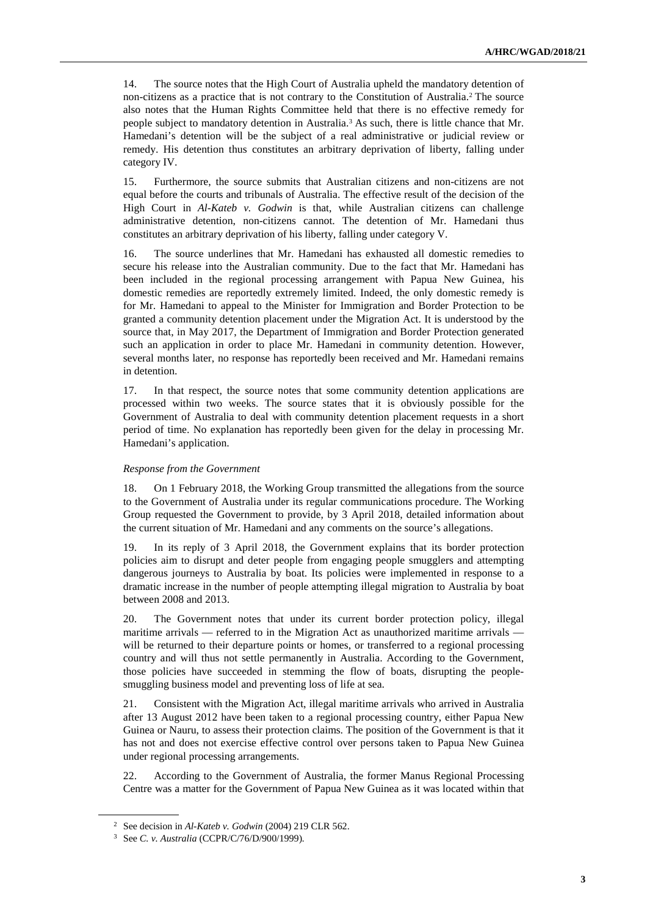14. The source notes that the High Court of Australia upheld the mandatory detention of non-citizens as a practice that is not contrary to the Constitution of Australia.[2] The source also notes that the Human Rights Committee held that there is no effective remedy for people subject to mandatory detention in Australia.[3] As such, there is little chance that Mr. Hamedani's detention will be the subject of a real administrative or judicial review or remedy. His detention thus constitutes an arbitrary deprivation of liberty, falling under category IV.

15. Furthermore, the source submits that Australian citizens and non-citizens are not equal before the courts and tribunals of Australia. The effective result of the decision of the High Court in *Al-Kateb v. Godwin* is that, while Australian citizens can challenge administrative detention, non-citizens cannot. The detention of Mr. Hamedani thus constitutes an arbitrary deprivation of his liberty, falling under category V.

16. The source underlines that Mr. Hamedani has exhausted all domestic remedies to secure his release into the Australian community. Due to the fact that Mr. Hamedani has been included in the regional processing arrangement with Papua New Guinea, his domestic remedies are reportedly extremely limited. Indeed, the only domestic remedy is for Mr. Hamedani to appeal to the Minister for Immigration and Border Protection to be granted a community detention placement under the Migration Act. It is understood by the source that, in May 2017, the Department of Immigration and Border Protection generated such an application in order to place Mr. Hamedani in community detention. However, several months later, no response has reportedly been received and Mr. Hamedani remains in detention.

17. In that respect, the source notes that some community detention applications are processed within two weeks. The source states that it is obviously possible for the Government of Australia to deal with community detention placement requests in a short period of time. No explanation has reportedly been given for the delay in processing Mr. Hamedani's application.

*Response from the Government*

18. On 1 February 2018, the Working Group transmitted the allegations from the source to the Government of Australia under its regular communications procedure. The Working Group requested the Government to provide, by 3 April 2018, detailed information about the current situation of Mr. Hamedani and any comments on the source's allegations.

19. In its reply of 3 April 2018, the Government explains that its border protection policies aim to disrupt and deter people from engaging people smugglers and attempting dangerous journeys to Australia by boat. Its policies were implemented in response to a dramatic increase in the number of people attempting illegal migration to Australia by boat between 2008 and 2013.

20. The Government notes that under its current border protection policy, illegal maritime arrivals — referred to in the Migration Act as unauthorized maritime arrivals — will be returned to their departure points or homes, or transferred to a regional processing country and will thus not settle permanently in Australia. According to the Government, those policies have succeeded in stemming the flow of boats, disrupting the people-smuggling business model and preventing loss of life at sea.

21. Consistent with the Migration Act, illegal maritime arrivals who arrived in Australia after 13 August 2012 have been taken to a regional processing country, either Papua New Guinea or Nauru, to assess their protection claims. The position of the Government is that it has not and does not exercise effective control over persons taken to Papua New Guinea under regional processing arrangements.

22. According to the Government of Australia, the former Manus Regional Processing Centre was a matter for the Government of Papua New Guinea as it was located within that

[2] See decision in *Al-Kateb v. Godwin* (2004) 219 CLR 562.

[3] See *C. v. Australia* (CCPR/C/76/D/900/1999).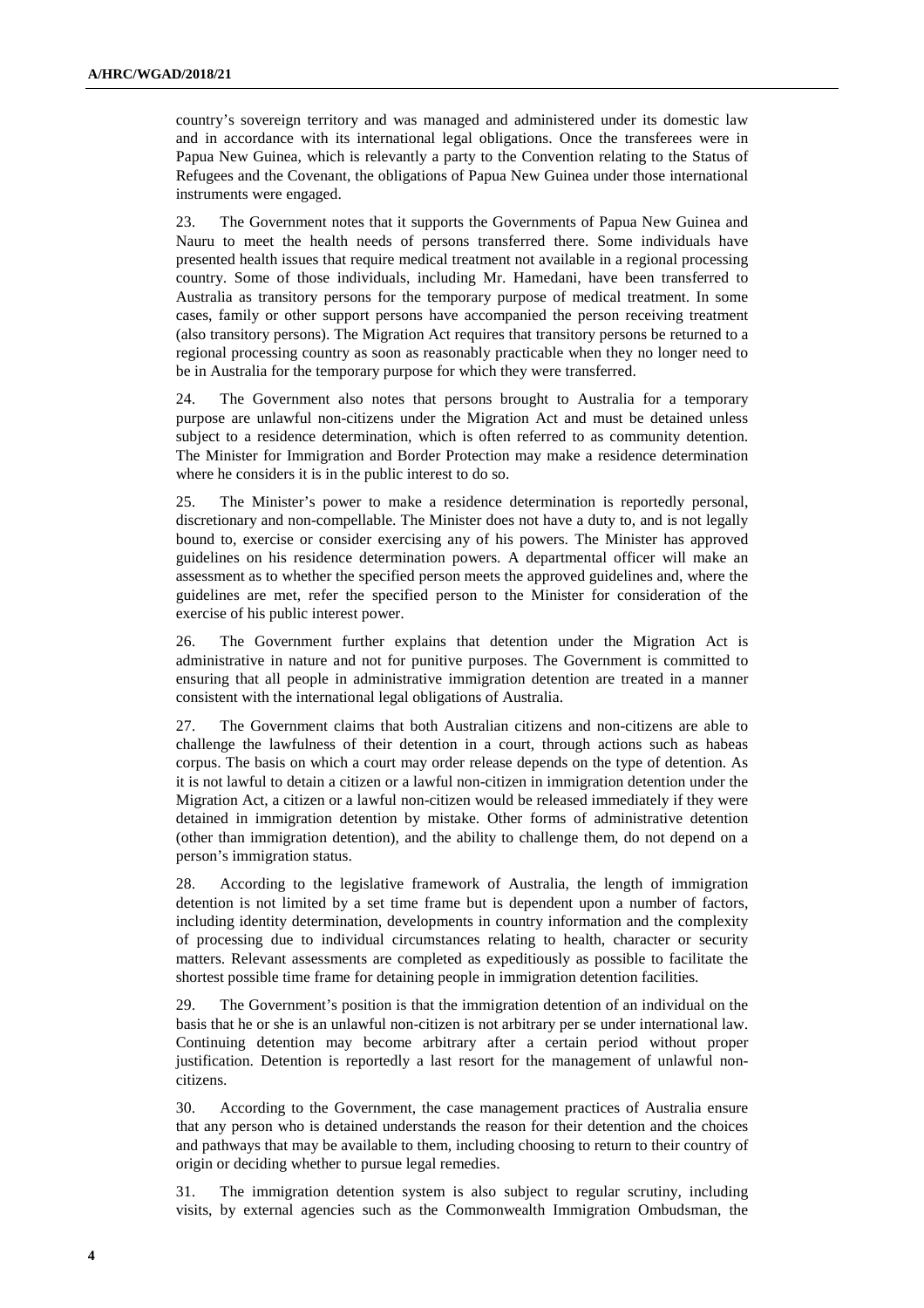country's sovereign territory and was managed and administered under its domestic law and in accordance with its international legal obligations. Once the transferees were in Papua New Guinea, which is relevantly a party to the Convention relating to the Status of Refugees and the Covenant, the obligations of Papua New Guinea under those international instruments were engaged.

23. The Government notes that it supports the Governments of Papua New Guinea and Nauru to meet the health needs of persons transferred there. Some individuals have presented health issues that require medical treatment not available in a regional processing country. Some of those individuals, including Mr. Hamedani, have been transferred to Australia as transitory persons for the temporary purpose of medical treatment. In some cases, family or other support persons have accompanied the person receiving treatment (also transitory persons). The Migration Act requires that transitory persons be returned to a regional processing country as soon as reasonably practicable when they no longer need to be in Australia for the temporary purpose for which they were transferred.

24. The Government also notes that persons brought to Australia for a temporary purpose are unlawful non-citizens under the Migration Act and must be detained unless subject to a residence determination, which is often referred to as community detention. The Minister for Immigration and Border Protection may make a residence determination where he considers it is in the public interest to do so.

25. The Minister's power to make a residence determination is reportedly personal, discretionary and non-compellable. The Minister does not have a duty to, and is not legally bound to, exercise or consider exercising any of his powers. The Minister has approved guidelines on his residence determination powers. A departmental officer will make an assessment as to whether the specified person meets the approved guidelines and, where the guidelines are met, refer the specified person to the Minister for consideration of the exercise of his public interest power.

26. The Government further explains that detention under the Migration Act is administrative in nature and not for punitive purposes. The Government is committed to ensuring that all people in administrative immigration detention are treated in a manner consistent with the international legal obligations of Australia.

27. The Government claims that both Australian citizens and non-citizens are able to challenge the lawfulness of their detention in a court, through actions such as habeas corpus. The basis on which a court may order release depends on the type of detention. As it is not lawful to detain a citizen or a lawful non-citizen in immigration detention under the Migration Act, a citizen or a lawful non-citizen would be released immediately if they were detained in immigration detention by mistake. Other forms of administrative detention (other than immigration detention), and the ability to challenge them, do not depend on a person's immigration status.

28. According to the legislative framework of Australia, the length of immigration detention is not limited by a set time frame but is dependent upon a number of factors, including identity determination, developments in country information and the complexity of processing due to individual circumstances relating to health, character or security matters. Relevant assessments are completed as expeditiously as possible to facilitate the shortest possible time frame for detaining people in immigration detention facilities.

29. The Government's position is that the immigration detention of an individual on the basis that he or she is an unlawful non-citizen is not arbitrary per se under international law. Continuing detention may become arbitrary after a certain period without proper justification. Detention is reportedly a last resort for the management of unlawful non-citizens.

30. According to the Government, the case management practices of Australia ensure that any person who is detained understands the reason for their detention and the choices and pathways that may be available to them, including choosing to return to their country of origin or deciding whether to pursue legal remedies.

31. The immigration detention system is also subject to regular scrutiny, including visits, by external agencies such as the Commonwealth Immigration Ombudsman, the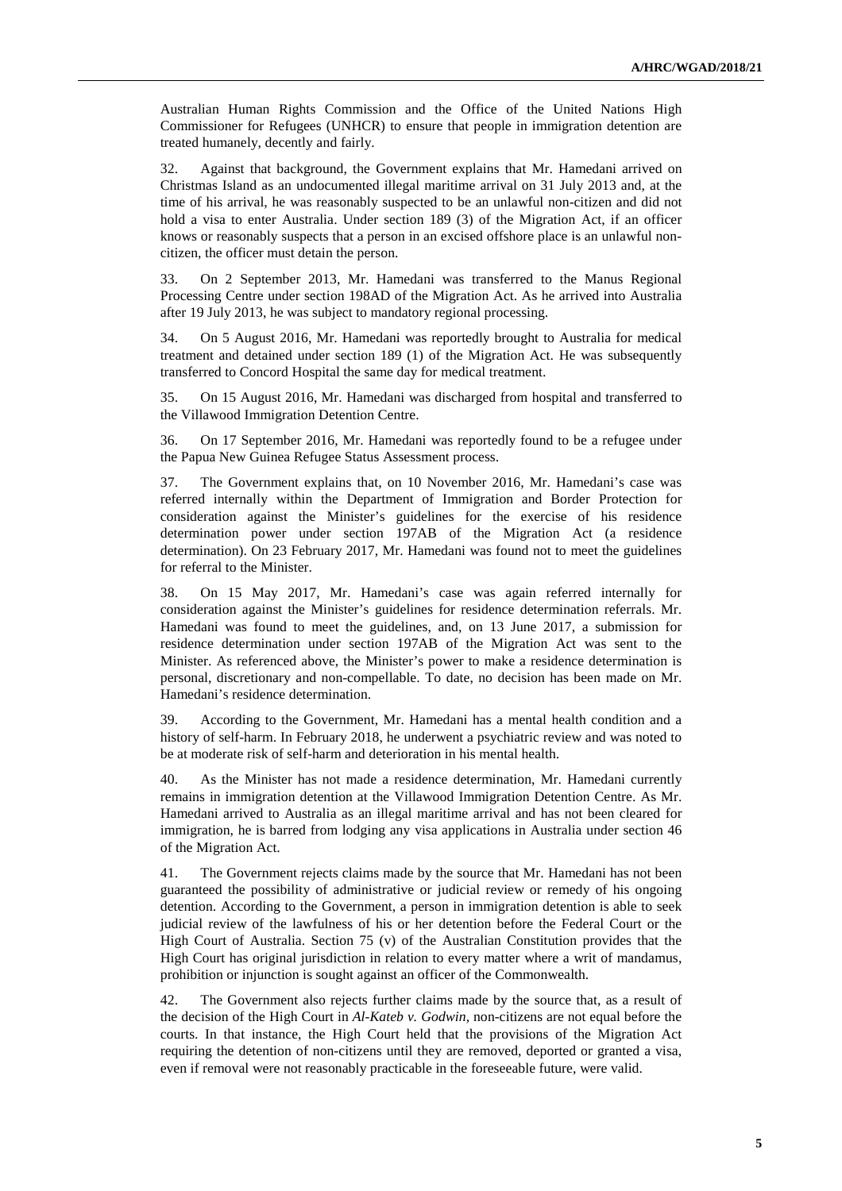Australian Human Rights Commission and the Office of the United Nations High Commissioner for Refugees (UNHCR) to ensure that people in immigration detention are treated humanely, decently and fairly.

32. Against that background, the Government explains that Mr. Hamedani arrived on Christmas Island as an undocumented illegal maritime arrival on 31 July 2013 and, at the time of his arrival, he was reasonably suspected to be an unlawful non-citizen and did not hold a visa to enter Australia. Under section 189 (3) of the Migration Act, if an officer knows or reasonably suspects that a person in an excised offshore place is an unlawful non-citizen, the officer must detain the person.

33. On 2 September 2013, Mr. Hamedani was transferred to the Manus Regional Processing Centre under section 198AD of the Migration Act. As he arrived into Australia after 19 July 2013, he was subject to mandatory regional processing.

34. On 5 August 2016, Mr. Hamedani was reportedly brought to Australia for medical treatment and detained under section 189 (1) of the Migration Act. He was subsequently transferred to Concord Hospital the same day for medical treatment.

35. On 15 August 2016, Mr. Hamedani was discharged from hospital and transferred to the Villawood Immigration Detention Centre.

36. On 17 September 2016, Mr. Hamedani was reportedly found to be a refugee under the Papua New Guinea Refugee Status Assessment process.

37. The Government explains that, on 10 November 2016, Mr. Hamedani's case was referred internally within the Department of Immigration and Border Protection for consideration against the Minister's guidelines for the exercise of his residence determination power under section 197AB of the Migration Act (a residence determination). On 23 February 2017, Mr. Hamedani was found not to meet the guidelines for referral to the Minister.

38. On 15 May 2017, Mr. Hamedani's case was again referred internally for consideration against the Minister's guidelines for residence determination referrals. Mr. Hamedani was found to meet the guidelines, and, on 13 June 2017, a submission for residence determination under section 197AB of the Migration Act was sent to the Minister. As referenced above, the Minister's power to make a residence determination is personal, discretionary and non-compellable. To date, no decision has been made on Mr. Hamedani's residence determination.

39. According to the Government, Mr. Hamedani has a mental health condition and a history of self-harm. In February 2018, he underwent a psychiatric review and was noted to be at moderate risk of self-harm and deterioration in his mental health.

40. As the Minister has not made a residence determination, Mr. Hamedani currently remains in immigration detention at the Villawood Immigration Detention Centre. As Mr. Hamedani arrived to Australia as an illegal maritime arrival and has not been cleared for immigration, he is barred from lodging any visa applications in Australia under section 46 of the Migration Act.

41. The Government rejects claims made by the source that Mr. Hamedani has not been guaranteed the possibility of administrative or judicial review or remedy of his ongoing detention. According to the Government, a person in immigration detention is able to seek judicial review of the lawfulness of his or her detention before the Federal Court or the High Court of Australia. Section 75 (v) of the Australian Constitution provides that the High Court has original jurisdiction in relation to every matter where a writ of mandamus, prohibition or injunction is sought against an officer of the Commonwealth.

42. The Government also rejects further claims made by the source that, as a result of the decision of the High Court in *Al-Kateb v. Godwin*, non-citizens are not equal before the courts. In that instance, the High Court held that the provisions of the Migration Act requiring the detention of non-citizens until they are removed, deported or granted a visa, even if removal were not reasonably practicable in the foreseeable future, were valid.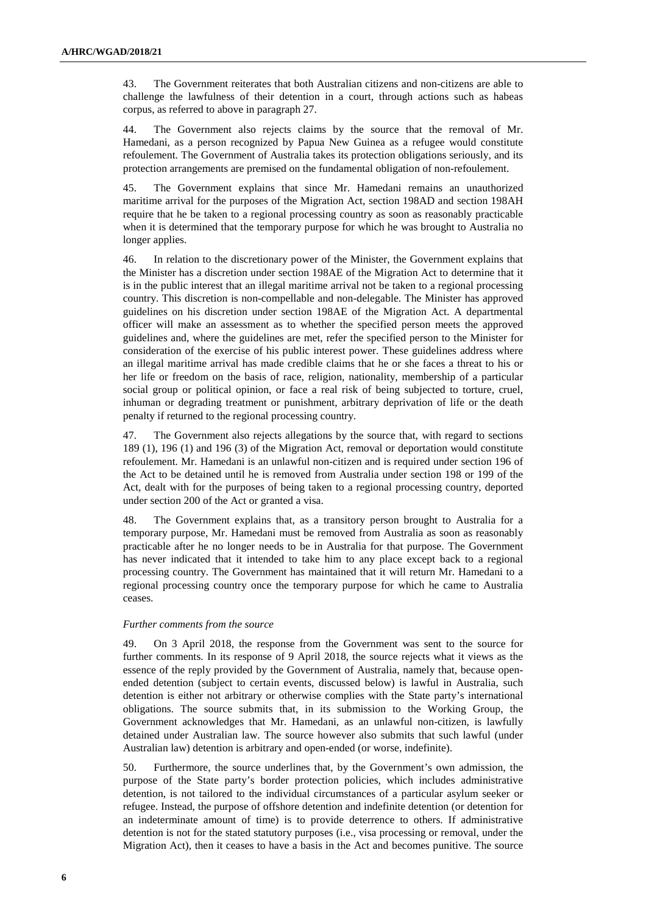43. The Government reiterates that both Australian citizens and non-citizens are able to challenge the lawfulness of their detention in a court, through actions such as habeas corpus, as referred to above in paragraph 27.

44. The Government also rejects claims by the source that the removal of Mr. Hamedani, as a person recognized by Papua New Guinea as a refugee would constitute refoulement. The Government of Australia takes its protection obligations seriously, and its protection arrangements are premised on the fundamental obligation of non-refoulement.

45. The Government explains that since Mr. Hamedani remains an unauthorized maritime arrival for the purposes of the Migration Act, section 198AD and section 198AH require that he be taken to a regional processing country as soon as reasonably practicable when it is determined that the temporary purpose for which he was brought to Australia no longer applies.

46. In relation to the discretionary power of the Minister, the Government explains that the Minister has a discretion under section 198AE of the Migration Act to determine that it is in the public interest that an illegal maritime arrival not be taken to a regional processing country. This discretion is non-compellable and non-delegable. The Minister has approved guidelines on his discretion under section 198AE of the Migration Act. A departmental officer will make an assessment as to whether the specified person meets the approved guidelines and, where the guidelines are met, refer the specified person to the Minister for consideration of the exercise of his public interest power. These guidelines address where an illegal maritime arrival has made credible claims that he or she faces a threat to his or her life or freedom on the basis of race, religion, nationality, membership of a particular social group or political opinion, or face a real risk of being subjected to torture, cruel, inhuman or degrading treatment or punishment, arbitrary deprivation of life or the death penalty if returned to the regional processing country.

47. The Government also rejects allegations by the source that, with regard to sections 189 (1), 196 (1) and 196 (3) of the Migration Act, removal or deportation would constitute refoulement. Mr. Hamedani is an unlawful non-citizen and is required under section 196 of the Act to be detained until he is removed from Australia under section 198 or 199 of the Act, dealt with for the purposes of being taken to a regional processing country, deported under section 200 of the Act or granted a visa.

48. The Government explains that, as a transitory person brought to Australia for a temporary purpose, Mr. Hamedani must be removed from Australia as soon as reasonably practicable after he no longer needs to be in Australia for that purpose. The Government has never indicated that it intended to take him to any place except back to a regional processing country. The Government has maintained that it will return Mr. Hamedani to a regional processing country once the temporary purpose for which he came to Australia ceases.

*Further comments from the source*

49. On 3 April 2018, the response from the Government was sent to the source for further comments. In its response of 9 April 2018, the source rejects what it views as the essence of the reply provided by the Government of Australia, namely that, because open-ended detention (subject to certain events, discussed below) is lawful in Australia, such detention is either not arbitrary or otherwise complies with the State party's international obligations. The source submits that, in its submission to the Working Group, the Government acknowledges that Mr. Hamedani, as an unlawful non-citizen, is lawfully detained under Australian law. The source however also submits that such lawful (under Australian law) detention is arbitrary and open-ended (or worse, indefinite).

50. Furthermore, the source underlines that, by the Government's own admission, the purpose of the State party's border protection policies, which includes administrative detention, is not tailored to the individual circumstances of a particular asylum seeker or refugee. Instead, the purpose of offshore detention and indefinite detention (or detention for an indeterminate amount of time) is to provide deterrence to others. If administrative detention is not for the stated statutory purposes (i.e., visa processing or removal, under the Migration Act), then it ceases to have a basis in the Act and becomes punitive. The source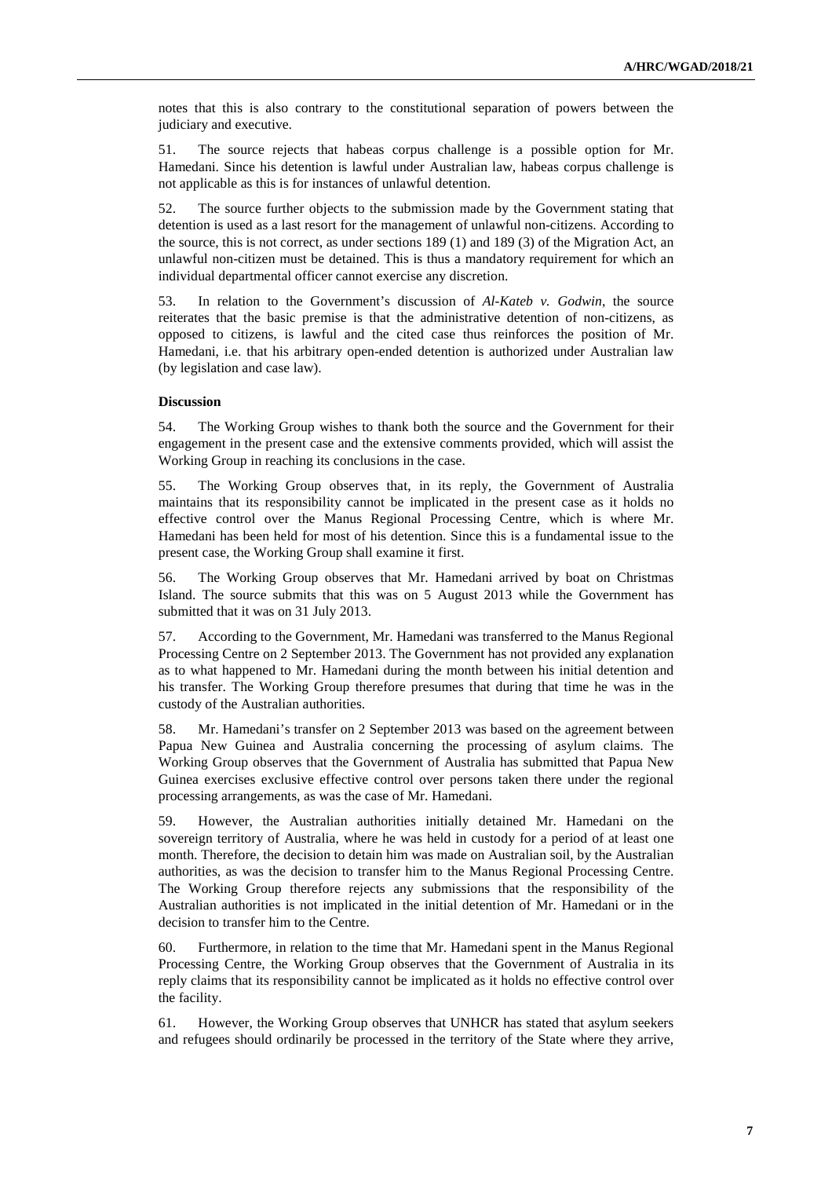notes that this is also contrary to the constitutional separation of powers between the judiciary and executive.

51. The source rejects that habeas corpus challenge is a possible option for Mr. Hamedani. Since his detention is lawful under Australian law, habeas corpus challenge is not applicable as this is for instances of unlawful detention.

52. The source further objects to the submission made by the Government stating that detention is used as a last resort for the management of unlawful non-citizens. According to the source, this is not correct, as under sections 189 (1) and 189 (3) of the Migration Act, an unlawful non-citizen must be detained. This is thus a mandatory requirement for which an individual departmental officer cannot exercise any discretion.

53. In relation to the Government's discussion of *Al-Kateb v. Godwin*, the source reiterates that the basic premise is that the administrative detention of non-citizens, as opposed to citizens, is lawful and the cited case thus reinforces the position of Mr. Hamedani, i.e. that his arbitrary open-ended detention is authorized under Australian law (by legislation and case law).

**Discussion**

54. The Working Group wishes to thank both the source and the Government for their engagement in the present case and the extensive comments provided, which will assist the Working Group in reaching its conclusions in the case.

55. The Working Group observes that, in its reply, the Government of Australia maintains that its responsibility cannot be implicated in the present case as it holds no effective control over the Manus Regional Processing Centre, which is where Mr. Hamedani has been held for most of his detention. Since this is a fundamental issue to the present case, the Working Group shall examine it first.

56. The Working Group observes that Mr. Hamedani arrived by boat on Christmas Island. The source submits that this was on 5 August 2013 while the Government has submitted that it was on 31 July 2013.

57. According to the Government, Mr. Hamedani was transferred to the Manus Regional Processing Centre on 2 September 2013. The Government has not provided any explanation as to what happened to Mr. Hamedani during the month between his initial detention and his transfer. The Working Group therefore presumes that during that time he was in the custody of the Australian authorities.

58. Mr. Hamedani's transfer on 2 September 2013 was based on the agreement between Papua New Guinea and Australia concerning the processing of asylum claims. The Working Group observes that the Government of Australia has submitted that Papua New Guinea exercises exclusive effective control over persons taken there under the regional processing arrangements, as was the case of Mr. Hamedani.

59. However, the Australian authorities initially detained Mr. Hamedani on the sovereign territory of Australia, where he was held in custody for a period of at least one month. Therefore, the decision to detain him was made on Australian soil, by the Australian authorities, as was the decision to transfer him to the Manus Regional Processing Centre. The Working Group therefore rejects any submissions that the responsibility of the Australian authorities is not implicated in the initial detention of Mr. Hamedani or in the decision to transfer him to the Centre.

60. Furthermore, in relation to the time that Mr. Hamedani spent in the Manus Regional Processing Centre, the Working Group observes that the Government of Australia in its reply claims that its responsibility cannot be implicated as it holds no effective control over the facility.

61. However, the Working Group observes that UNHCR has stated that asylum seekers and refugees should ordinarily be processed in the territory of the State where they arrive,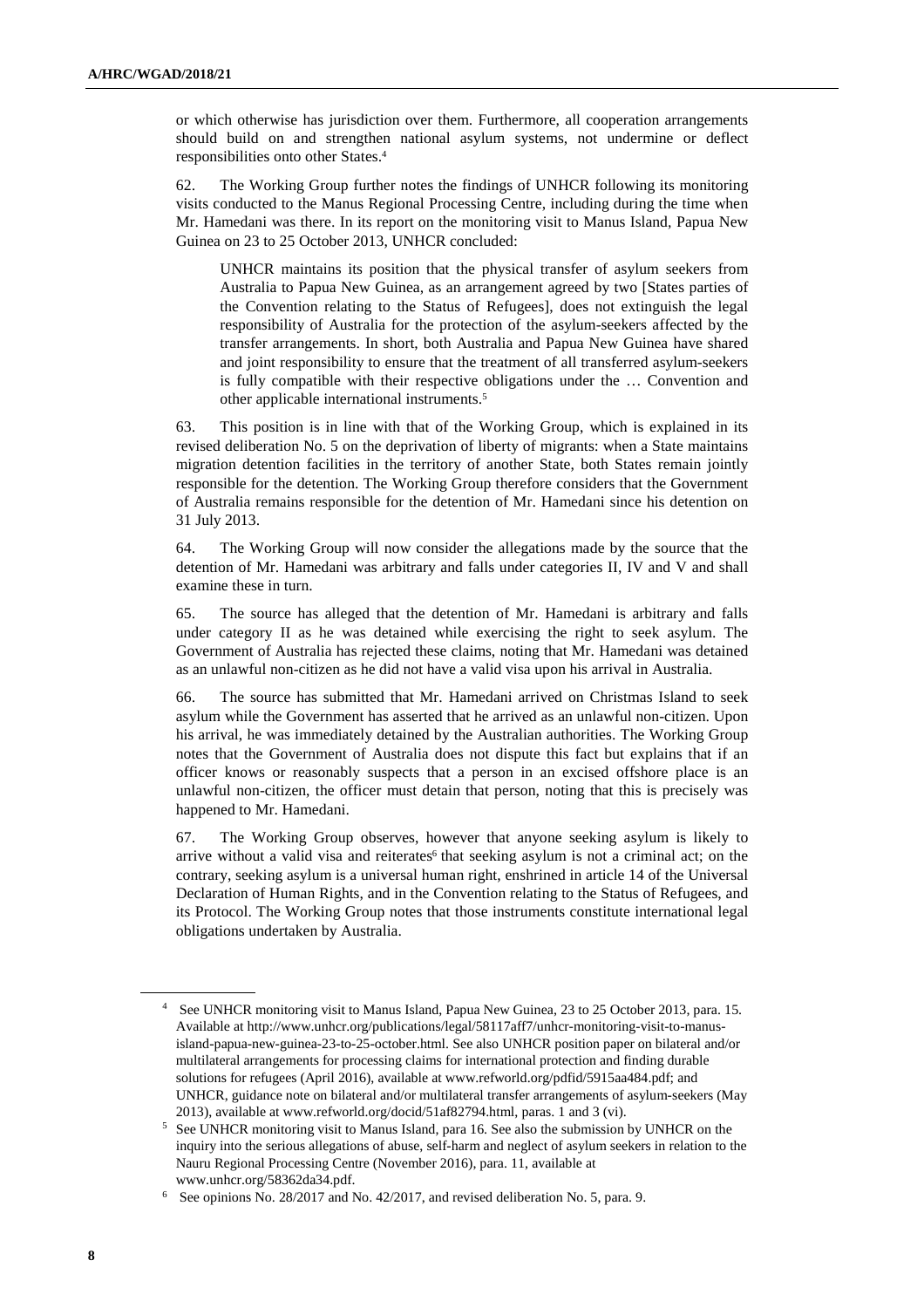or which otherwise has jurisdiction over them. Furthermore, all cooperation arrangements should build on and strengthen national asylum systems, not undermine or deflect responsibilities onto other States.[4]

62. The Working Group further notes the findings of UNHCR following its monitoring visits conducted to the Manus Regional Processing Centre, including during the time when Mr. Hamedani was there. In its report on the monitoring visit to Manus Island, Papua New Guinea on 23 to 25 October 2013, UNHCR concluded:

> UNHCR maintains its position that the physical transfer of asylum seekers from Australia to Papua New Guinea, as an arrangement agreed by two [States parties of the Convention relating to the Status of Refugees], does not extinguish the legal responsibility of Australia for the protection of the asylum-seekers affected by the transfer arrangements. In short, both Australia and Papua New Guinea have shared and joint responsibility to ensure that the treatment of all transferred asylum-seekers is fully compatible with their respective obligations under the … Convention and other applicable international instruments.[5]

63. This position is in line with that of the Working Group, which is explained in its revised deliberation No. 5 on the deprivation of liberty of migrants: when a State maintains migration detention facilities in the territory of another State, both States remain jointly responsible for the detention. The Working Group therefore considers that the Government of Australia remains responsible for the detention of Mr. Hamedani since his detention on 31 July 2013.

64. The Working Group will now consider the allegations made by the source that the detention of Mr. Hamedani was arbitrary and falls under categories II, IV and V and shall examine these in turn.

65. The source has alleged that the detention of Mr. Hamedani is arbitrary and falls under category II as he was detained while exercising the right to seek asylum. The Government of Australia has rejected these claims, noting that Mr. Hamedani was detained as an unlawful non-citizen as he did not have a valid visa upon his arrival in Australia.

66. The source has submitted that Mr. Hamedani arrived on Christmas Island to seek asylum while the Government has asserted that he arrived as an unlawful non-citizen. Upon his arrival, he was immediately detained by the Australian authorities. The Working Group notes that the Government of Australia does not dispute this fact but explains that if an officer knows or reasonably suspects that a person in an excised offshore place is an unlawful non-citizen, the officer must detain that person, noting that this is precisely was happened to Mr. Hamedani.

67. The Working Group observes, however that anyone seeking asylum is likely to arrive without a valid visa and reiterates[6] that seeking asylum is not a criminal act; on the contrary, seeking asylum is a universal human right, enshrined in article 14 of the Universal Declaration of Human Rights, and in the Convention relating to the Status of Refugees, and its Protocol. The Working Group notes that those instruments constitute international legal obligations undertaken by Australia.

---

[4] See UNHCR monitoring visit to Manus Island, Papua New Guinea, 23 to 25 October 2013, para. 15. Available at http://www.unhcr.org/publications/legal/58117aff7/unhcr-monitoring-visit-to-manus-island-papua-new-guinea-23-to-25-october.html. See also UNHCR position paper on bilateral and/or multilateral arrangements for processing claims for international protection and finding durable solutions for refugees (April 2016), available at www.refworld.org/pdfid/5915aa484.pdf; and UNHCR, guidance note on bilateral and/or multilateral transfer arrangements of asylum-seekers (May 2013), available at www.refworld.org/docid/51af82794.html, paras. 1 and 3 (vi).

[5] See UNHCR monitoring visit to Manus Island, para 16. See also the submission by UNHCR on the inquiry into the serious allegations of abuse, self-harm and neglect of asylum seekers in relation to the Nauru Regional Processing Centre (November 2016), para. 11, available at www.unhcr.org/58362da34.pdf.

[6] See opinions No. 28/2017 and No. 42/2017, and revised deliberation No. 5, para. 9.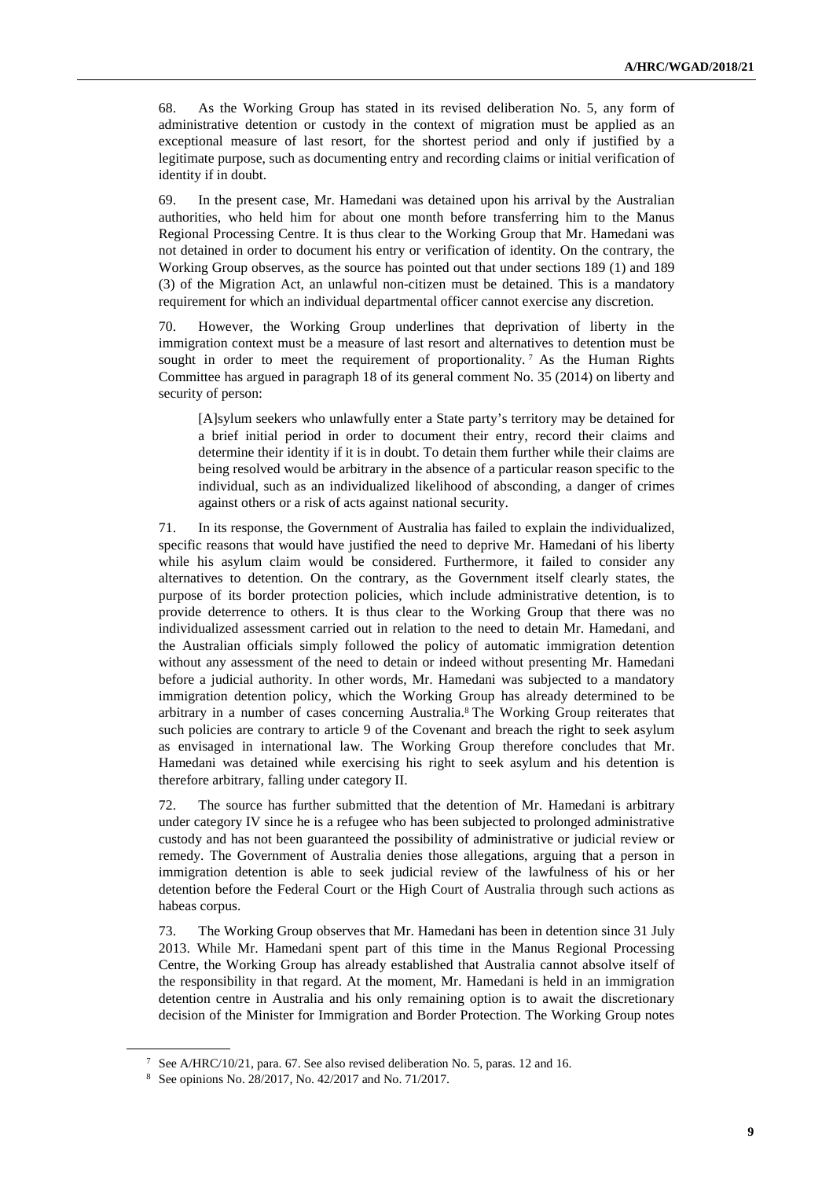68. As the Working Group has stated in its revised deliberation No. 5, any form of administrative detention or custody in the context of migration must be applied as an exceptional measure of last resort, for the shortest period and only if justified by a legitimate purpose, such as documenting entry and recording claims or initial verification of identity if in doubt.

69. In the present case, Mr. Hamedani was detained upon his arrival by the Australian authorities, who held him for about one month before transferring him to the Manus Regional Processing Centre. It is thus clear to the Working Group that Mr. Hamedani was not detained in order to document his entry or verification of identity. On the contrary, the Working Group observes, as the source has pointed out that under sections 189 (1) and 189 (3) of the Migration Act, an unlawful non-citizen must be detained. This is a mandatory requirement for which an individual departmental officer cannot exercise any discretion.

70. However, the Working Group underlines that deprivation of liberty in the immigration context must be a measure of last resort and alternatives to detention must be sought in order to meet the requirement of proportionality.[7] As the Human Rights Committee has argued in paragraph 18 of its general comment No. 35 (2014) on liberty and security of person:

> [A]sylum seekers who unlawfully enter a State party's territory may be detained for a brief initial period in order to document their entry, record their claims and determine their identity if it is in doubt. To detain them further while their claims are being resolved would be arbitrary in the absence of a particular reason specific to the individual, such as an individualized likelihood of absconding, a danger of crimes against others or a risk of acts against national security.

71. In its response, the Government of Australia has failed to explain the individualized, specific reasons that would have justified the need to deprive Mr. Hamedani of his liberty while his asylum claim would be considered. Furthermore, it failed to consider any alternatives to detention. On the contrary, as the Government itself clearly states, the purpose of its border protection policies, which include administrative detention, is to provide deterrence to others. It is thus clear to the Working Group that there was no individualized assessment carried out in relation to the need to detain Mr. Hamedani, and the Australian officials simply followed the policy of automatic immigration detention without any assessment of the need to detain or indeed without presenting Mr. Hamedani before a judicial authority. In other words, Mr. Hamedani was subjected to a mandatory immigration detention policy, which the Working Group has already determined to be arbitrary in a number of cases concerning Australia.[8] The Working Group reiterates that such policies are contrary to article 9 of the Covenant and breach the right to seek asylum as envisaged in international law. The Working Group therefore concludes that Mr. Hamedani was detained while exercising his right to seek asylum and his detention is therefore arbitrary, falling under category II.

72. The source has further submitted that the detention of Mr. Hamedani is arbitrary under category IV since he is a refugee who has been subjected to prolonged administrative custody and has not been guaranteed the possibility of administrative or judicial review or remedy. The Government of Australia denies those allegations, arguing that a person in immigration detention is able to seek judicial review of the lawfulness of his or her detention before the Federal Court or the High Court of Australia through such actions as habeas corpus.

73. The Working Group observes that Mr. Hamedani has been in detention since 31 July 2013. While Mr. Hamedani spent part of this time in the Manus Regional Processing Centre, the Working Group has already established that Australia cannot absolve itself of the responsibility in that regard. At the moment, Mr. Hamedani is held in an immigration detention centre in Australia and his only remaining option is to await the discretionary decision of the Minister for Immigration and Border Protection. The Working Group notes

---

[7] See A/HRC/10/21, para. 67. See also revised deliberation No. 5, paras. 12 and 16.

[8] See opinions No. 28/2017, No. 42/2017 and No. 71/2017.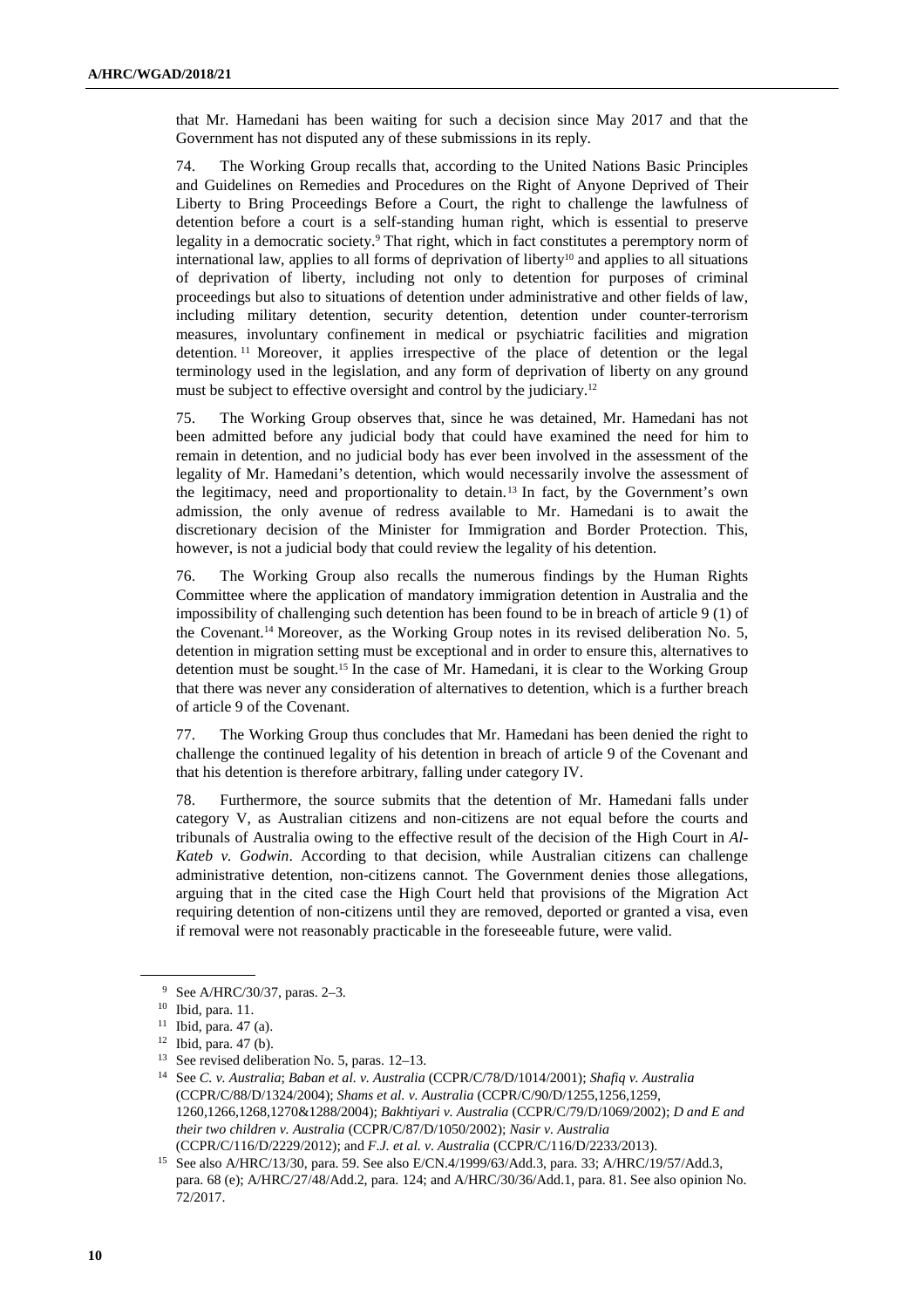that Mr. Hamedani has been waiting for such a decision since May 2017 and that the Government has not disputed any of these submissions in its reply.

74. The Working Group recalls that, according to the United Nations Basic Principles and Guidelines on Remedies and Procedures on the Right of Anyone Deprived of Their Liberty to Bring Proceedings Before a Court, the right to challenge the lawfulness of detention before a court is a self-standing human right, which is essential to preserve legality in a democratic society.[9] That right, which in fact constitutes a peremptory norm of international law, applies to all forms of deprivation of liberty[10] and applies to all situations of deprivation of liberty, including not only to detention for purposes of criminal proceedings but also to situations of detention under administrative and other fields of law, including military detention, security detention, detention under counter-terrorism measures, involuntary confinement in medical or psychiatric facilities and migration detention.[11] Moreover, it applies irrespective of the place of detention or the legal terminology used in the legislation, and any form of deprivation of liberty on any ground must be subject to effective oversight and control by the judiciary.[12]

75. The Working Group observes that, since he was detained, Mr. Hamedani has not been admitted before any judicial body that could have examined the need for him to remain in detention, and no judicial body has ever been involved in the assessment of the legality of Mr. Hamedani's detention, which would necessarily involve the assessment of the legitimacy, need and proportionality to detain.[13] In fact, by the Government's own admission, the only avenue of redress available to Mr. Hamedani is to await the discretionary decision of the Minister for Immigration and Border Protection. This, however, is not a judicial body that could review the legality of his detention.

76. The Working Group also recalls the numerous findings by the Human Rights Committee where the application of mandatory immigration detention in Australia and the impossibility of challenging such detention has been found to be in breach of article 9 (1) of the Covenant.[14] Moreover, as the Working Group notes in its revised deliberation No. 5, detention in migration setting must be exceptional and in order to ensure this, alternatives to detention must be sought.[15] In the case of Mr. Hamedani, it is clear to the Working Group that there was never any consideration of alternatives to detention, which is a further breach of article 9 of the Covenant.

77. The Working Group thus concludes that Mr. Hamedani has been denied the right to challenge the continued legality of his detention in breach of article 9 of the Covenant and that his detention is therefore arbitrary, falling under category IV.

78. Furthermore, the source submits that the detention of Mr. Hamedani falls under category V, as Australian citizens and non-citizens are not equal before the courts and tribunals of Australia owing to the effective result of the decision of the High Court in *Al-Kateb v. Godwin*. According to that decision, while Australian citizens can challenge administrative detention, non-citizens cannot. The Government denies those allegations, arguing that in the cited case the High Court held that provisions of the Migration Act requiring detention of non-citizens until they are removed, deported or granted a visa, even if removal were not reasonably practicable in the foreseeable future, were valid.

---

[9] See A/HRC/30/37, paras. 2–3.

[10] Ibid, para. 11.

[11] Ibid, para. 47 (a).

[12] Ibid, para. 47 (b).

[13] See revised deliberation No. 5, paras. 12–13.

[14] See *C. v. Australia*; *Baban et al. v. Australia* (CCPR/C/78/D/1014/2001); *Shafiq v. Australia* (CCPR/C/88/D/1324/2004); *Shams et al. v. Australia* (CCPR/C/90/D/1255,1256,1259, 1260,1266,1268,1270&1288/2004); *Bakhtiyari v. Australia* (CCPR/C/79/D/1069/2002); *D and E and their two children v. Australia* (CCPR/C/87/D/1050/2002); *Nasir v. Australia* (CCPR/C/116/D/2229/2012); and *F.J. et al. v. Australia* (CCPR/C/116/D/2233/2013).

[15] See also A/HRC/13/30, para. 59. See also E/CN.4/1999/63/Add.3, para. 33; A/HRC/19/57/Add.3, para. 68 (e); A/HRC/27/48/Add.2, para. 124; and A/HRC/30/36/Add.1, para. 81. See also opinion No. 72/2017.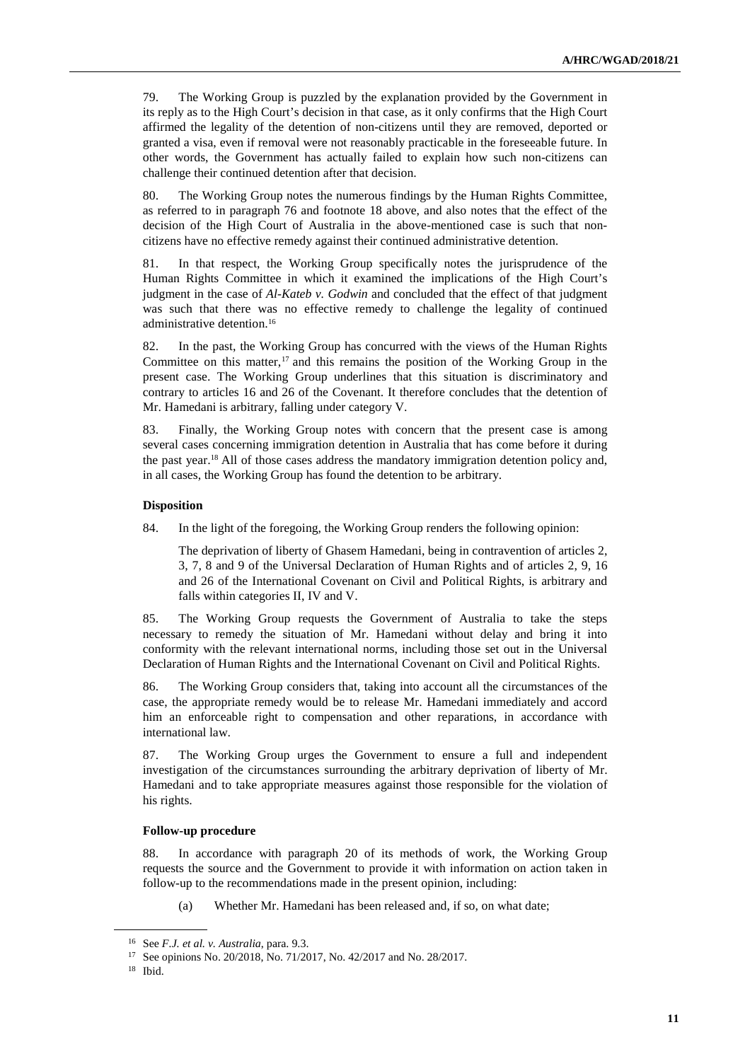79. The Working Group is puzzled by the explanation provided by the Government in its reply as to the High Court's decision in that case, as it only confirms that the High Court affirmed the legality of the detention of non-citizens until they are removed, deported or granted a visa, even if removal were not reasonably practicable in the foreseeable future. In other words, the Government has actually failed to explain how such non-citizens can challenge their continued detention after that decision.

80. The Working Group notes the numerous findings by the Human Rights Committee, as referred to in paragraph 76 and footnote 18 above, and also notes that the effect of the decision of the High Court of Australia in the above-mentioned case is such that non-citizens have no effective remedy against their continued administrative detention.

81. In that respect, the Working Group specifically notes the jurisprudence of the Human Rights Committee in which it examined the implications of the High Court's judgment in the case of *Al-Kateb v. Godwin* and concluded that the effect of that judgment was such that there was no effective remedy to challenge the legality of continued administrative detention.[16]

82. In the past, the Working Group has concurred with the views of the Human Rights Committee on this matter,[17] and this remains the position of the Working Group in the present case. The Working Group underlines that this situation is discriminatory and contrary to articles 16 and 26 of the Covenant. It therefore concludes that the detention of Mr. Hamedani is arbitrary, falling under category V.

83. Finally, the Working Group notes with concern that the present case is among several cases concerning immigration detention in Australia that has come before it during the past year.[18] All of those cases address the mandatory immigration detention policy and, in all cases, the Working Group has found the detention to be arbitrary.

### Disposition

84. In the light of the foregoing, the Working Group renders the following opinion:

> The deprivation of liberty of Ghasem Hamedani, being in contravention of articles 2, 3, 7, 8 and 9 of the Universal Declaration of Human Rights and of articles 2, 9, 16 and 26 of the International Covenant on Civil and Political Rights, is arbitrary and falls within categories II, IV and V.

85. The Working Group requests the Government of Australia to take the steps necessary to remedy the situation of Mr. Hamedani without delay and bring it into conformity with the relevant international norms, including those set out in the Universal Declaration of Human Rights and the International Covenant on Civil and Political Rights.

86. The Working Group considers that, taking into account all the circumstances of the case, the appropriate remedy would be to release Mr. Hamedani immediately and accord him an enforceable right to compensation and other reparations, in accordance with international law.

87. The Working Group urges the Government to ensure a full and independent investigation of the circumstances surrounding the arbitrary deprivation of liberty of Mr. Hamedani and to take appropriate measures against those responsible for the violation of his rights.

### Follow-up procedure

88. In accordance with paragraph 20 of its methods of work, the Working Group requests the source and the Government to provide it with information on action taken in follow-up to the recommendations made in the present opinion, including:

(a) Whether Mr. Hamedani has been released and, if so, on what date;

---

[16] See *F.J. et al. v. Australia*, para. 9.3.

[17] See opinions No. 20/2018, No. 71/2017, No. 42/2017 and No. 28/2017.

[18] Ibid.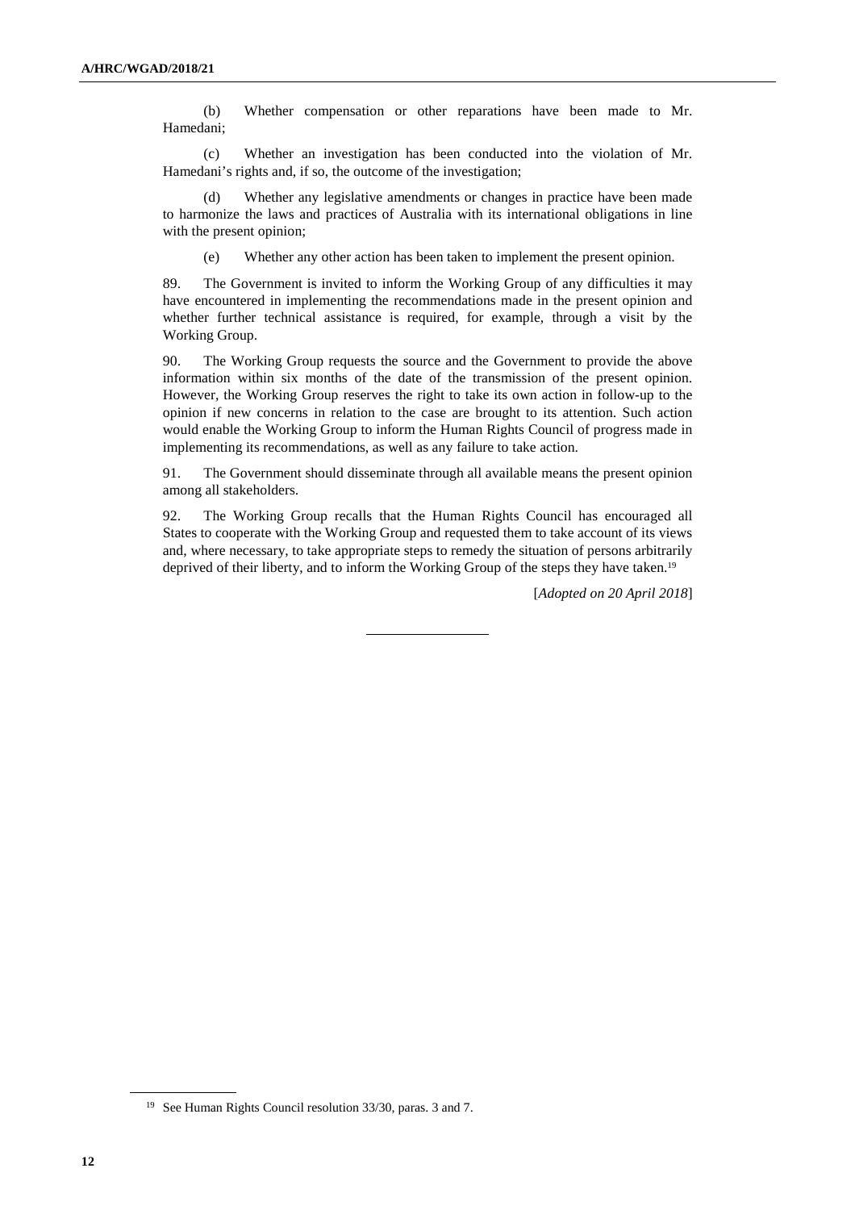(b) Whether compensation or other reparations have been made to Mr. Hamedani;

(c) Whether an investigation has been conducted into the violation of Mr. Hamedani's rights and, if so, the outcome of the investigation;

(d) Whether any legislative amendments or changes in practice have been made to harmonize the laws and practices of Australia with its international obligations in line with the present opinion;

(e) Whether any other action has been taken to implement the present opinion.

89. The Government is invited to inform the Working Group of any difficulties it may have encountered in implementing the recommendations made in the present opinion and whether further technical assistance is required, for example, through a visit by the Working Group.

90. The Working Group requests the source and the Government to provide the above information within six months of the date of the transmission of the present opinion. However, the Working Group reserves the right to take its own action in follow-up to the opinion if new concerns in relation to the case are brought to its attention. Such action would enable the Working Group to inform the Human Rights Council of progress made in implementing its recommendations, as well as any failure to take action.

91. The Government should disseminate through all available means the present opinion among all stakeholders.

92. The Working Group recalls that the Human Rights Council has encouraged all States to cooperate with the Working Group and requested them to take account of its views and, where necessary, to take appropriate steps to remedy the situation of persons arbitrarily deprived of their liberty, and to inform the Working Group of the steps they have taken.[19]

[*Adopted on 20 April 2018*]

---

[19] See Human Rights Council resolution 33/30, paras. 3 and 7.